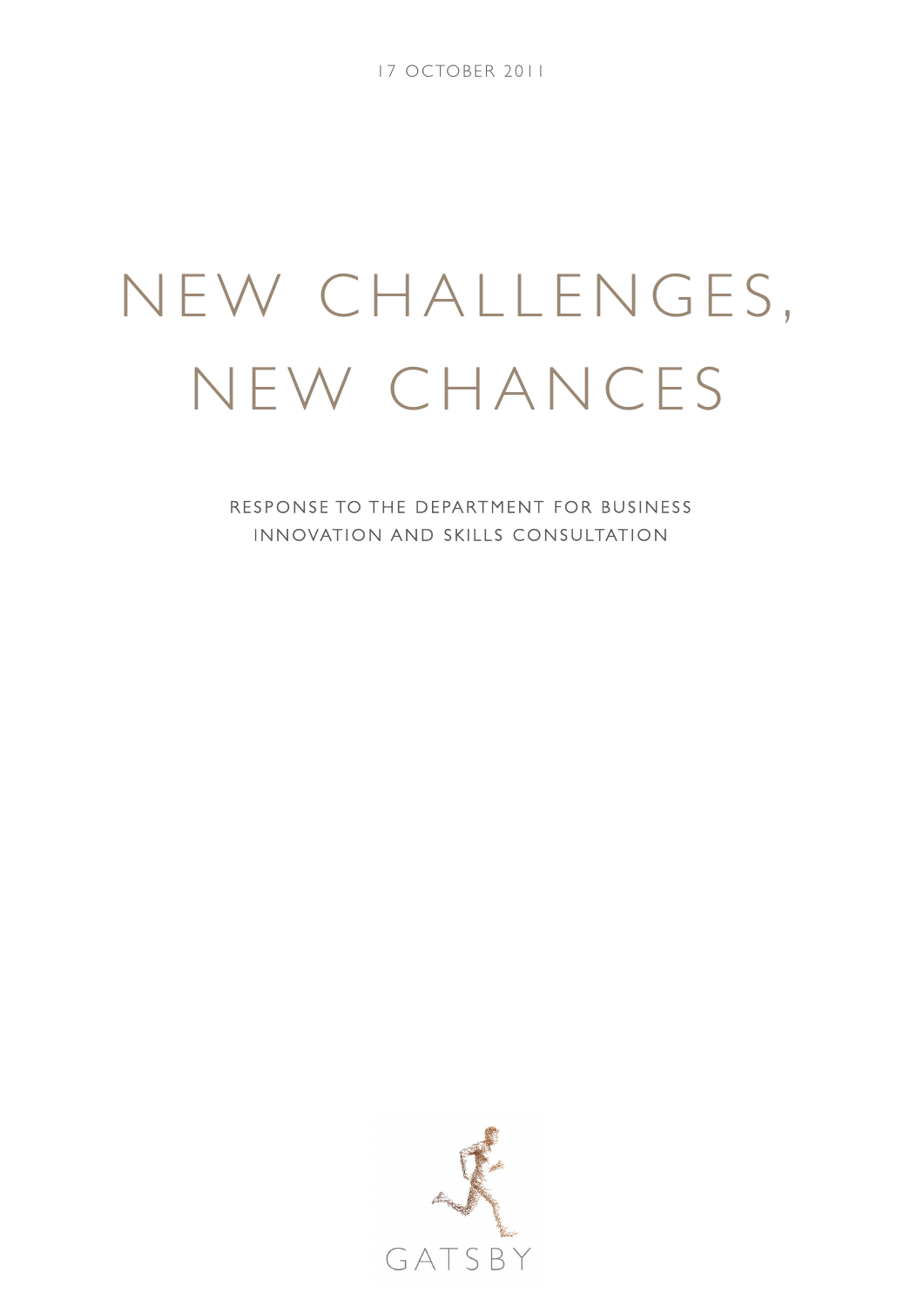17 OCTOBER 2011

# NEW CHALLENGES, NEW CHANCES

RESPONSE TO THE DEPARTMENT FOR BUSINESS INNOVATION AND SKILLS CONSULTATION

GATSBY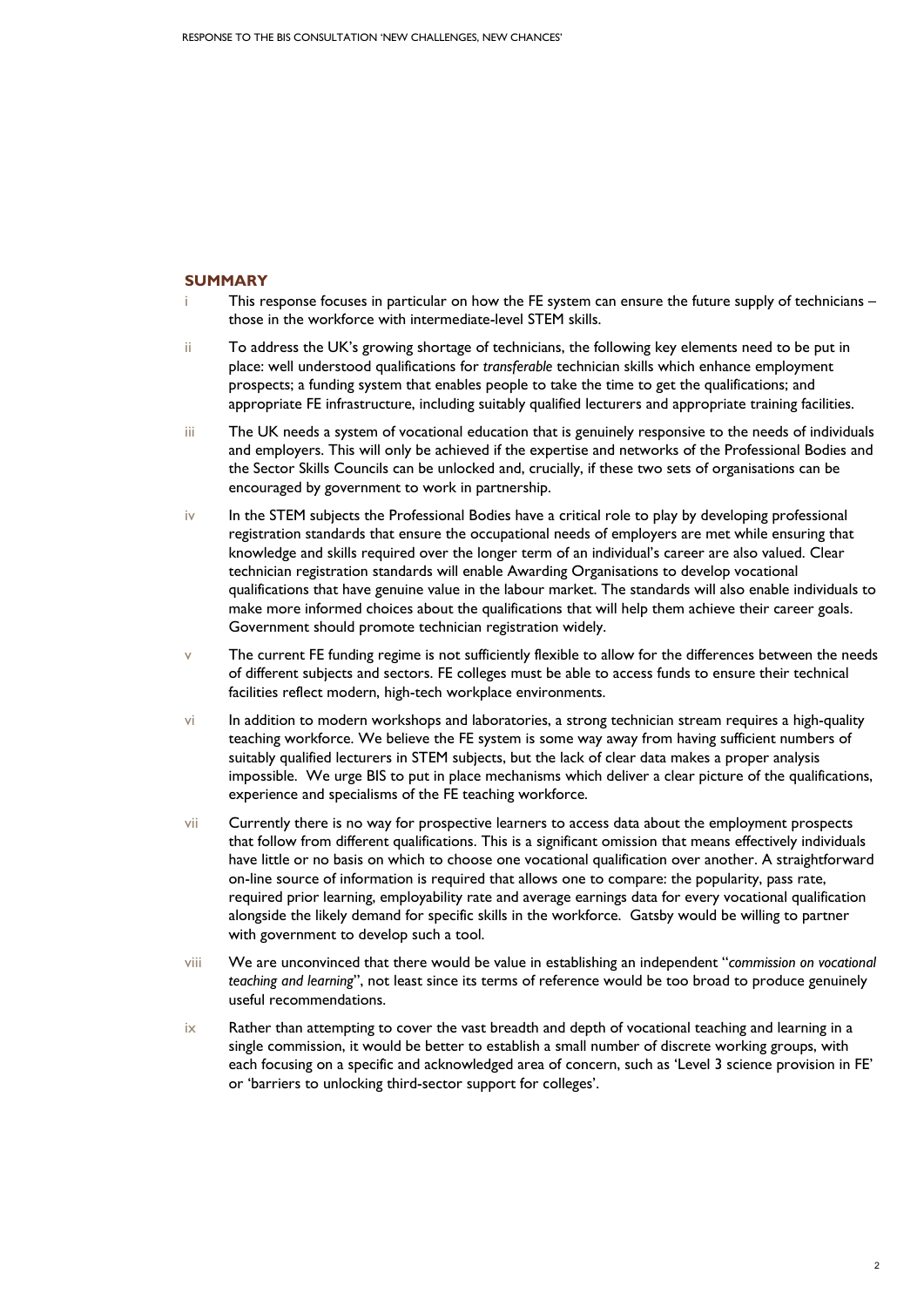## SUMMARY

i This response focuses in particular on how the FE system can ensure the future supply of technicians – those in the workforce with intermediate-level STEM skills.

ii To address the UK's growing shortage of technicians, the following key elements need to be put in place: well understood qualifications for *transferable* technician skills which enhance employment prospects; a funding system that enables people to take the time to get the qualifications; and appropriate FE infrastructure, including suitably qualified lecturers and appropriate training facilities.

iii The UK needs a system of vocational education that is genuinely responsive to the needs of individuals and employers. This will only be achieved if the expertise and networks of the Professional Bodies and the Sector Skills Councils can be unlocked and, crucially, if these two sets of organisations can be encouraged by government to work in partnership.

iv In the STEM subjects the Professional Bodies have a critical role to play by developing professional registration standards that ensure the occupational needs of employers are met while ensuring that knowledge and skills required over the longer term of an individual's career are also valued. Clear technician registration standards will enable Awarding Organisations to develop vocational qualifications that have genuine value in the labour market. The standards will also enable individuals to make more informed choices about the qualifications that will help them achieve their career goals. Government should promote technician registration widely.

v The current FE funding regime is not sufficiently flexible to allow for the differences between the needs of different subjects and sectors. FE colleges must be able to access funds to ensure their technical facilities reflect modern, high-tech workplace environments.

vi In addition to modern workshops and laboratories, a strong technician stream requires a high-quality teaching workforce. We believe the FE system is some way away from having sufficient numbers of suitably qualified lecturers in STEM subjects, but the lack of clear data makes a proper analysis impossible. We urge BIS to put in place mechanisms which deliver a clear picture of the qualifications, experience and specialisms of the FE teaching workforce.

vii Currently there is no way for prospective learners to access data about the employment prospects that follow from different qualifications. This is a significant omission that means effectively individuals have little or no basis on which to choose one vocational qualification over another. A straightforward on-line source of information is required that allows one to compare: the popularity, pass rate, required prior learning, employability rate and average earnings data for every vocational qualification alongside the likely demand for specific skills in the workforce. Gatsby would be willing to partner with government to develop such a tool.

viii We are unconvinced that there would be value in establishing an independent "*commission on vocational teaching and learning*", not least since its terms of reference would be too broad to produce genuinely useful recommendations.

ix Rather than attempting to cover the vast breadth and depth of vocational teaching and learning in a single commission, it would be better to establish a small number of discrete working groups, with each focusing on a specific and acknowledged area of concern, such as 'Level 3 science provision in FE' or 'barriers to unlocking third-sector support for colleges'.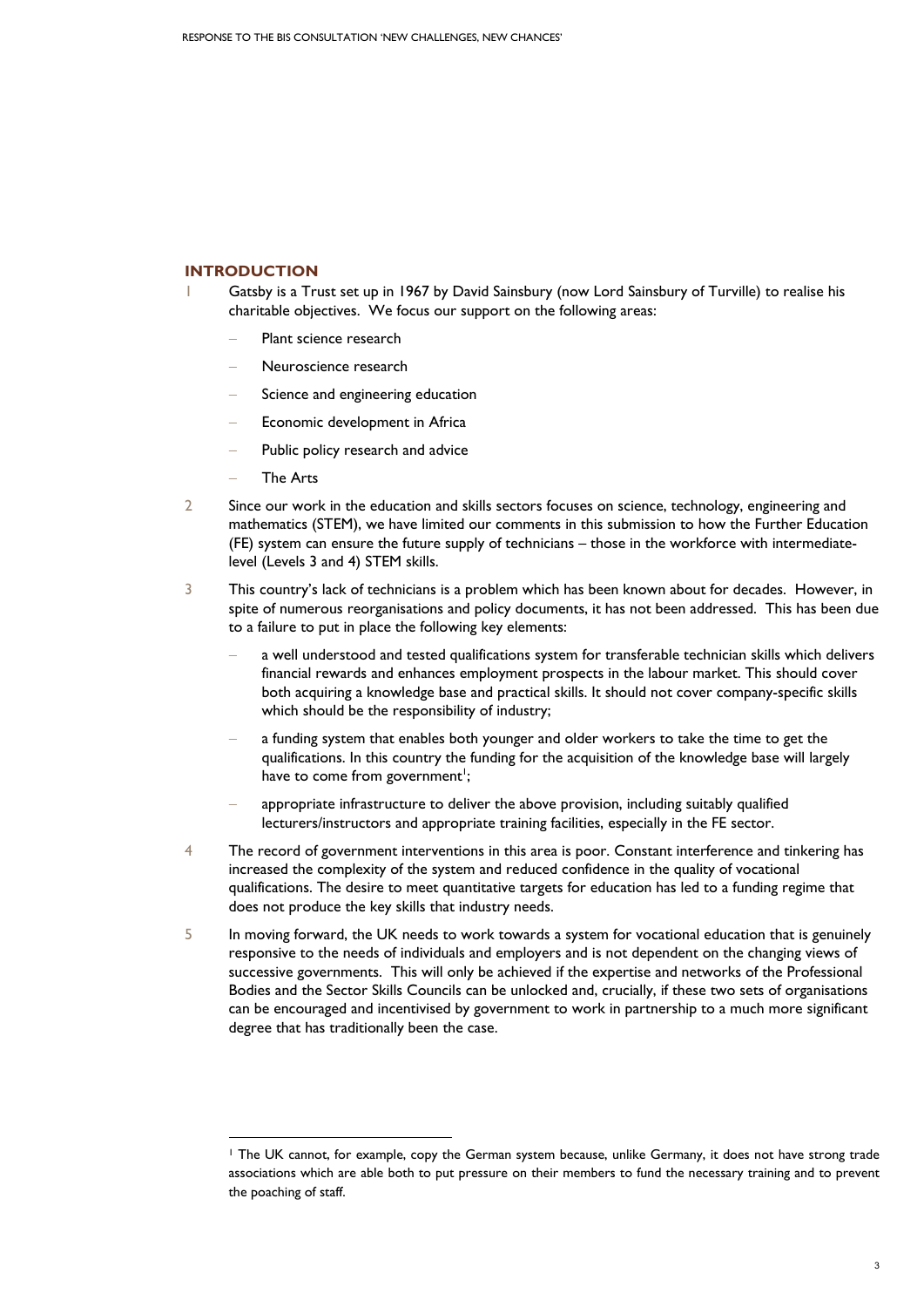## INTRODUCTION

1 Gatsby is a Trust set up in 1967 by David Sainsbury (now Lord Sainsbury of Turville) to realise his charitable objectives. We focus our support on the following areas:

- Plant science research
- Neuroscience research
- Science and engineering education
- Economic development in Africa
- Public policy research and advice
- The Arts

2 Since our work in the education and skills sectors focuses on science, technology, engineering and mathematics (STEM), we have limited our comments in this submission to how the Further Education (FE) system can ensure the future supply of technicians – those in the workforce with intermediate-level (Levels 3 and 4) STEM skills.

3 This country's lack of technicians is a problem which has been known about for decades. However, in spite of numerous reorganisations and policy documents, it has not been addressed. This has been due to a failure to put in place the following key elements:

- a well understood and tested qualifications system for transferable technician skills which delivers financial rewards and enhances employment prospects in the labour market. This should cover both acquiring a knowledge base and practical skills. It should not cover company-specific skills which should be the responsibility of industry;
- a funding system that enables both younger and older workers to take the time to get the qualifications. In this country the funding for the acquisition of the knowledge base will largely have to come from government[1];
- appropriate infrastructure to deliver the above provision, including suitably qualified lecturers/instructors and appropriate training facilities, especially in the FE sector.

4 The record of government interventions in this area is poor. Constant interference and tinkering has increased the complexity of the system and reduced confidence in the quality of vocational qualifications. The desire to meet quantitative targets for education has led to a funding regime that does not produce the key skills that industry needs.

5 In moving forward, the UK needs to work towards a system for vocational education that is genuinely responsive to the needs of individuals and employers and is not dependent on the changing views of successive governments. This will only be achieved if the expertise and networks of the Professional Bodies and the Sector Skills Councils can be unlocked and, crucially, if these two sets of organisations can be encouraged and incentivised by government to work in partnership to a much more significant degree that has traditionally been the case.

---

[1] The UK cannot, for example, copy the German system because, unlike Germany, it does not have strong trade associations which are able both to put pressure on their members to fund the necessary training and to prevent the poaching of staff.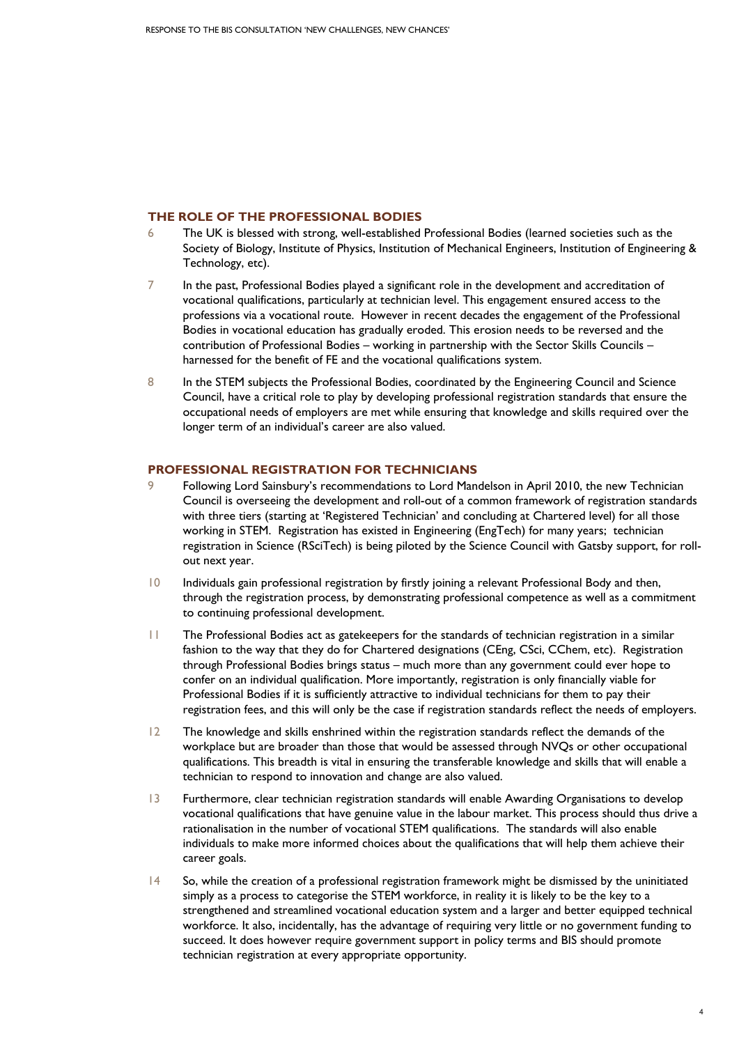## THE ROLE OF THE PROFESSIONAL BODIES

6 The UK is blessed with strong, well-established Professional Bodies (learned societies such as the Society of Biology, Institute of Physics, Institution of Mechanical Engineers, Institution of Engineering & Technology, etc).

7 In the past, Professional Bodies played a significant role in the development and accreditation of vocational qualifications, particularly at technician level. This engagement ensured access to the professions via a vocational route. However in recent decades the engagement of the Professional Bodies in vocational education has gradually eroded. This erosion needs to be reversed and the contribution of Professional Bodies – working in partnership with the Sector Skills Councils – harnessed for the benefit of FE and the vocational qualifications system.

8 In the STEM subjects the Professional Bodies, coordinated by the Engineering Council and Science Council, have a critical role to play by developing professional registration standards that ensure the occupational needs of employers are met while ensuring that knowledge and skills required over the longer term of an individual's career are also valued.

## PROFESSIONAL REGISTRATION FOR TECHNICIANS

9 Following Lord Sainsbury's recommendations to Lord Mandelson in April 2010, the new Technician Council is overseeing the development and roll-out of a common framework of registration standards with three tiers (starting at 'Registered Technician' and concluding at Chartered level) for all those working in STEM. Registration has existed in Engineering (EngTech) for many years; technician registration in Science (RSciTech) is being piloted by the Science Council with Gatsby support, for roll-out next year.

10 Individuals gain professional registration by firstly joining a relevant Professional Body and then, through the registration process, by demonstrating professional competence as well as a commitment to continuing professional development.

11 The Professional Bodies act as gatekeepers for the standards of technician registration in a similar fashion to the way that they do for Chartered designations (CEng, CSci, CChem, etc). Registration through Professional Bodies brings status – much more than any government could ever hope to confer on an individual qualification. More importantly, registration is only financially viable for Professional Bodies if it is sufficiently attractive to individual technicians for them to pay their registration fees, and this will only be the case if registration standards reflect the needs of employers.

12 The knowledge and skills enshrined within the registration standards reflect the demands of the workplace but are broader than those that would be assessed through NVQs or other occupational qualifications. This breadth is vital in ensuring the transferable knowledge and skills that will enable a technician to respond to innovation and change are also valued.

13 Furthermore, clear technician registration standards will enable Awarding Organisations to develop vocational qualifications that have genuine value in the labour market. This process should thus drive a rationalisation in the number of vocational STEM qualifications. The standards will also enable individuals to make more informed choices about the qualifications that will help them achieve their career goals.

14 So, while the creation of a professional registration framework might be dismissed by the uninitiated simply as a process to categorise the STEM workforce, in reality it is likely to be the key to a strengthened and streamlined vocational education system and a larger and better equipped technical workforce. It also, incidentally, has the advantage of requiring very little or no government funding to succeed. It does however require government support in policy terms and BIS should promote technician registration at every appropriate opportunity.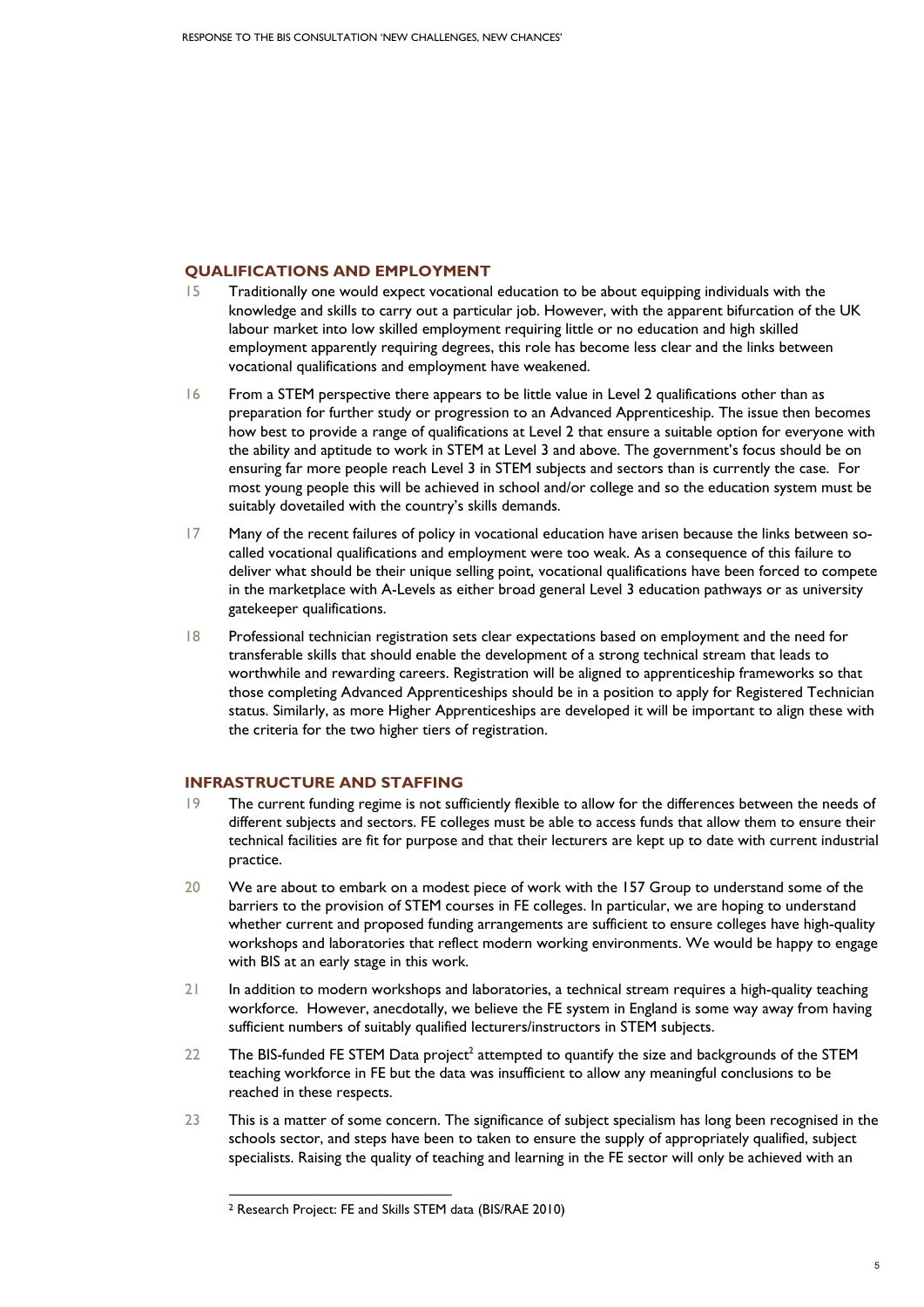## QUALIFICATIONS AND EMPLOYMENT

15 Traditionally one would expect vocational education to be about equipping individuals with the knowledge and skills to carry out a particular job. However, with the apparent bifurcation of the UK labour market into low skilled employment requiring little or no education and high skilled employment apparently requiring degrees, this role has become less clear and the links between vocational qualifications and employment have weakened.

16 From a STEM perspective there appears to be little value in Level 2 qualifications other than as preparation for further study or progression to an Advanced Apprenticeship. The issue then becomes how best to provide a range of qualifications at Level 2 that ensure a suitable option for everyone with the ability and aptitude to work in STEM at Level 3 and above. The government's focus should be on ensuring far more people reach Level 3 in STEM subjects and sectors than is currently the case. For most young people this will be achieved in school and/or college and so the education system must be suitably dovetailed with the country's skills demands.

17 Many of the recent failures of policy in vocational education have arisen because the links between so-called vocational qualifications and employment were too weak. As a consequence of this failure to deliver what should be their unique selling point, vocational qualifications have been forced to compete in the marketplace with A-Levels as either broad general Level 3 education pathways or as university gatekeeper qualifications.

18 Professional technician registration sets clear expectations based on employment and the need for transferable skills that should enable the development of a strong technical stream that leads to worthwhile and rewarding careers. Registration will be aligned to apprenticeship frameworks so that those completing Advanced Apprenticeships should be in a position to apply for Registered Technician status. Similarly, as more Higher Apprenticeships are developed it will be important to align these with the criteria for the two higher tiers of registration.

## INFRASTRUCTURE AND STAFFING

19 The current funding regime is not sufficiently flexible to allow for the differences between the needs of different subjects and sectors. FE colleges must be able to access funds that allow them to ensure their technical facilities are fit for purpose and that their lecturers are kept up to date with current industrial practice.

20 We are about to embark on a modest piece of work with the 157 Group to understand some of the barriers to the provision of STEM courses in FE colleges. In particular, we are hoping to understand whether current and proposed funding arrangements are sufficient to ensure colleges have high-quality workshops and laboratories that reflect modern working environments. We would be happy to engage with BIS at an early stage in this work.

21 In addition to modern workshops and laboratories, a technical stream requires a high-quality teaching workforce. However, anecdotally, we believe the FE system in England is some way away from having sufficient numbers of suitably qualified lecturers/instructors in STEM subjects.

22 The BIS-funded FE STEM Data project[2] attempted to quantify the size and backgrounds of the STEM teaching workforce in FE but the data was insufficient to allow any meaningful conclusions to be reached in these respects.

23 This is a matter of some concern. The significance of subject specialism has long been recognised in the schools sector, and steps have been to taken to ensure the supply of appropriately qualified, subject specialists. Raising the quality of teaching and learning in the FE sector will only be achieved with an

---

[2] Research Project: FE and Skills STEM data (BIS/RAE 2010)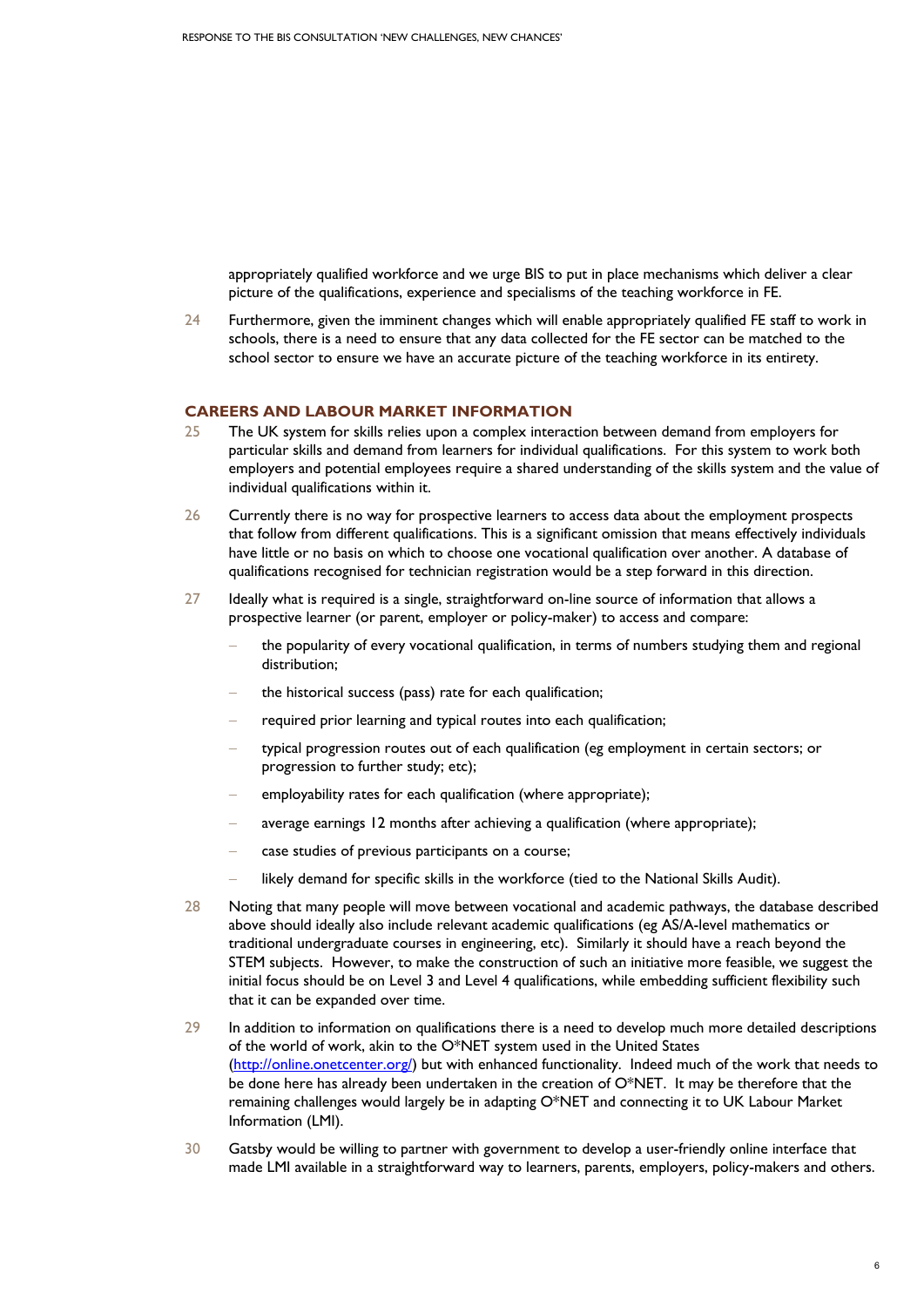appropriately qualified workforce and we urge BIS to put in place mechanisms which deliver a clear picture of the qualifications, experience and specialisms of the teaching workforce in FE.

24 Furthermore, given the imminent changes which will enable appropriately qualified FE staff to work in schools, there is a need to ensure that any data collected for the FE sector can be matched to the school sector to ensure we have an accurate picture of the teaching workforce in its entirety.

## CAREERS AND LABOUR MARKET INFORMATION

25 The UK system for skills relies upon a complex interaction between demand from employers for particular skills and demand from learners for individual qualifications. For this system to work both employers and potential employees require a shared understanding of the skills system and the value of individual qualifications within it.

26 Currently there is no way for prospective learners to access data about the employment prospects that follow from different qualifications. This is a significant omission that means effectively individuals have little or no basis on which to choose one vocational qualification over another. A database of qualifications recognised for technician registration would be a step forward in this direction.

27 Ideally what is required is a single, straightforward on-line source of information that allows a prospective learner (or parent, employer or policy-maker) to access and compare:

- the popularity of every vocational qualification, in terms of numbers studying them and regional distribution;
- the historical success (pass) rate for each qualification;
- required prior learning and typical routes into each qualification;
- typical progression routes out of each qualification (eg employment in certain sectors; or progression to further study; etc);
- employability rates for each qualification (where appropriate);
- average earnings 12 months after achieving a qualification (where appropriate);
- case studies of previous participants on a course;
- likely demand for specific skills in the workforce (tied to the National Skills Audit).

28 Noting that many people will move between vocational and academic pathways, the database described above should ideally also include relevant academic qualifications (eg AS/A-level mathematics or traditional undergraduate courses in engineering, etc). Similarly it should have a reach beyond the STEM subjects. However, to make the construction of such an initiative more feasible, we suggest the initial focus should be on Level 3 and Level 4 qualifications, while embedding sufficient flexibility such that it can be expanded over time.

29 In addition to information on qualifications there is a need to develop much more detailed descriptions of the world of work, akin to the O*NET system used in the United States (http://online.onetcenter.org/) but with enhanced functionality. Indeed much of the work that needs to be done here has already been undertaken in the creation of O*NET. It may be therefore that the remaining challenges would largely be in adapting O*NET and connecting it to UK Labour Market Information (LMI).

30 Gatsby would be willing to partner with government to develop a user-friendly online interface that made LMI available in a straightforward way to learners, parents, employers, policy-makers and others.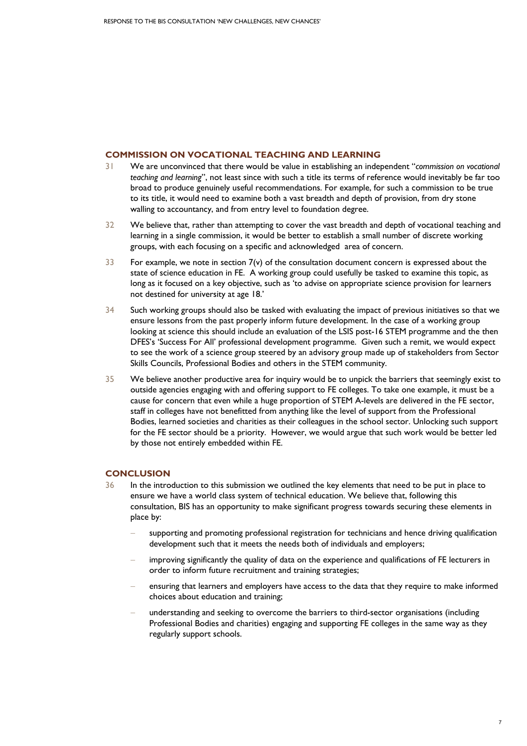## COMMISSION ON VOCATIONAL TEACHING AND LEARNING

31 We are unconvinced that there would be value in establishing an independent "*commission on vocational teaching and learning*", not least since with such a title its terms of reference would inevitably be far too broad to produce genuinely useful recommendations. For example, for such a commission to be true to its title, it would need to examine both a vast breadth and depth of provision, from dry stone walling to accountancy, and from entry level to foundation degree.

32 We believe that, rather than attempting to cover the vast breadth and depth of vocational teaching and learning in a single commission, it would be better to establish a small number of discrete working groups, with each focusing on a specific and acknowledged area of concern.

33 For example, we note in section 7(v) of the consultation document concern is expressed about the state of science education in FE. A working group could usefully be tasked to examine this topic, as long as it focused on a key objective, such as 'to advise on appropriate science provision for learners not destined for university at age 18.'

34 Such working groups should also be tasked with evaluating the impact of previous initiatives so that we ensure lessons from the past properly inform future development. In the case of a working group looking at science this should include an evaluation of the LSIS post-16 STEM programme and the then DFES's 'Success For All' professional development programme. Given such a remit, we would expect to see the work of a science group steered by an advisory group made up of stakeholders from Sector Skills Councils, Professional Bodies and others in the STEM community.

35 We believe another productive area for inquiry would be to unpick the barriers that seemingly exist to outside agencies engaging with and offering support to FE colleges. To take one example, it must be a cause for concern that even while a huge proportion of STEM A-levels are delivered in the FE sector, staff in colleges have not benefitted from anything like the level of support from the Professional Bodies, learned societies and charities as their colleagues in the school sector. Unlocking such support for the FE sector should be a priority. However, we would argue that such work would be better led by those not entirely embedded within FE.

## CONCLUSION

36 In the introduction to this submission we outlined the key elements that need to be put in place to ensure we have a world class system of technical education. We believe that, following this consultation, BIS has an opportunity to make significant progress towards securing these elements in place by:

- supporting and promoting professional registration for technicians and hence driving qualification development such that it meets the needs both of individuals and employers;
- improving significantly the quality of data on the experience and qualifications of FE lecturers in order to inform future recruitment and training strategies;
- ensuring that learners and employers have access to the data that they require to make informed choices about education and training;
- understanding and seeking to overcome the barriers to third-sector organisations (including Professional Bodies and charities) engaging and supporting FE colleges in the same way as they regularly support schools.